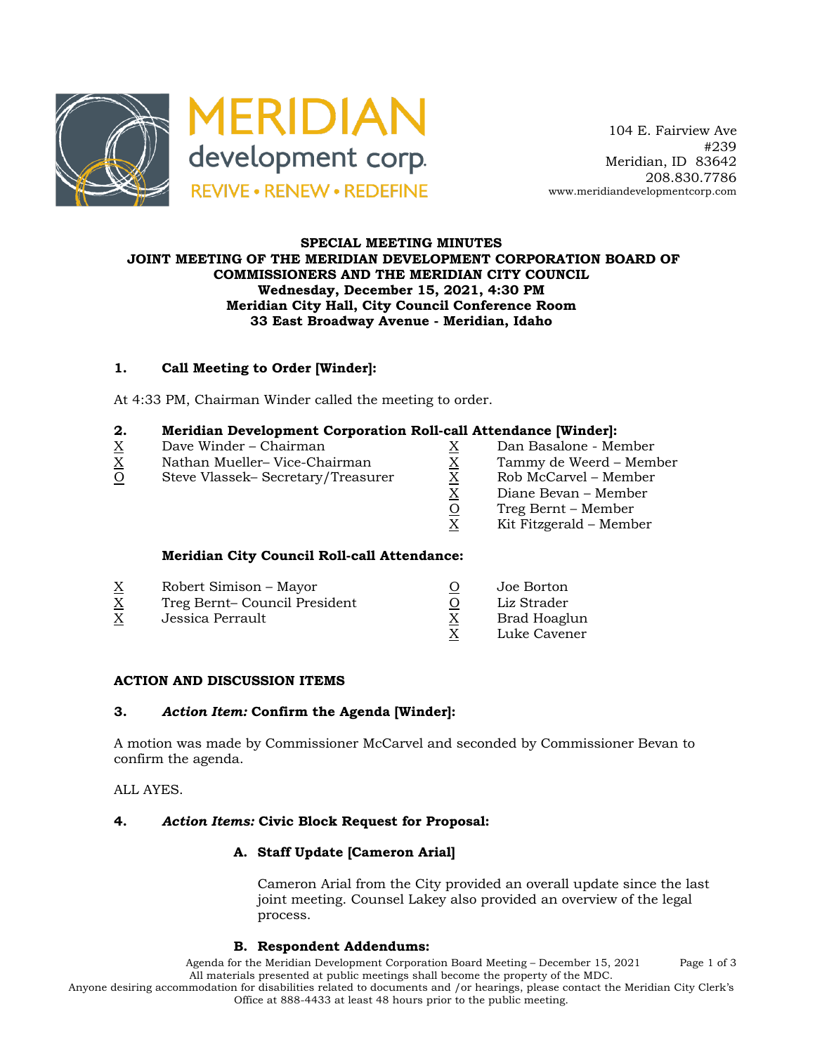MERIDIAN development corp.
REVIVE • RENEW • REDEFINE

104 E. Fairview Ave
#239
Meridian, ID 83642
208.830.7786
www.meridiandevelopmentcorp.com

**SPECIAL MEETING MINUTES**
**JOINT MEETING OF THE MERIDIAN DEVELOPMENT CORPORATION BOARD OF COMMISSIONERS AND THE MERIDIAN CITY COUNCIL**
**Wednesday, December 15, 2021, 4:30 PM**
**Meridian City Hall, City Council Conference Room**
**33 East Broadway Avenue - Meridian, Idaho**

## 1. Call Meeting to Order [Winder]:

At 4:33 PM, Chairman Winder called the meeting to order.

## 2. Meridian Development Corporation Roll-call Attendance [Winder]:

| | | | |
|---|---|---|---|
| X | Dave Winder – Chairman | X | Dan Basalone - Member |
| X | Nathan Mueller– Vice-Chairman | X | Tammy de Weerd – Member |
| O | Steve Vlassek– Secretary/Treasurer | X | Rob McCarvel – Member |
| | | X | Diane Bevan – Member |
| | | O | Treg Bernt – Member |
| | | X | Kit Fitzgerald – Member |

**Meridian City Council Roll-call Attendance:**

| | | | |
|---|---|---|---|
| X | Robert Simison – Mayor | O | Joe Borton |
| X | Treg Bernt– Council President | O | Liz Strader |
| X | Jessica Perrault | X | Brad Hoaglun |
| | | X | Luke Cavener |

## ACTION AND DISCUSSION ITEMS

## 3. *Action Item:* Confirm the Agenda [Winder]:

A motion was made by Commissioner McCarvel and seconded by Commissioner Bevan to confirm the agenda.

ALL AYES.

## 4. *Action Items:* Civic Block Request for Proposal:

### A. Staff Update [Cameron Arial]

Cameron Arial from the City provided an overall update since the last joint meeting. Counsel Lakey also provided an overview of the legal process.

### B. Respondent Addendums: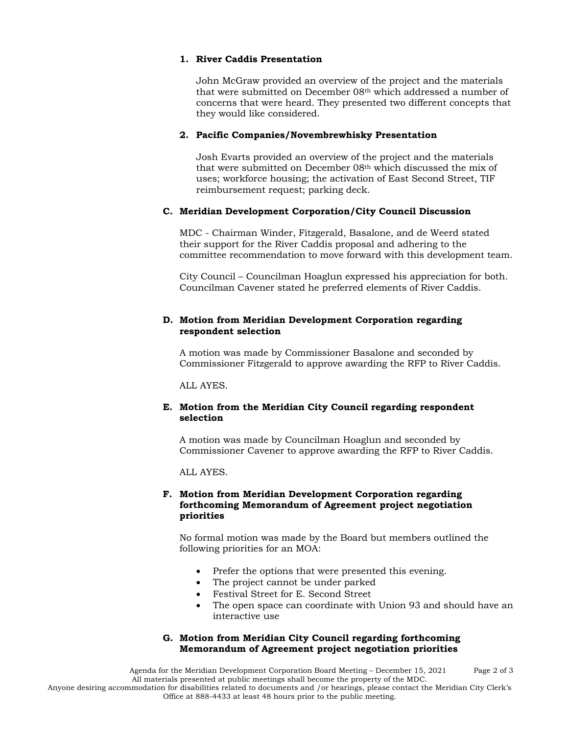1. **River Caddis Presentation**

   John McGraw provided an overview of the project and the materials that were submitted on December 08th which addressed a number of concerns that were heard. They presented two different concepts that they would like considered.

2. **Pacific Companies/Novembrewhisky Presentation**

   Josh Evarts provided an overview of the project and the materials that were submitted on December 08th which discussed the mix of uses; workforce housing; the activation of East Second Street, TIF reimbursement request; parking deck.

**C. Meridian Development Corporation/City Council Discussion**

MDC - Chairman Winder, Fitzgerald, Basalone, and de Weerd stated their support for the River Caddis proposal and adhering to the committee recommendation to move forward with this development team.

City Council – Councilman Hoaglun expressed his appreciation for both. Councilman Cavener stated he preferred elements of River Caddis.

**D. Motion from Meridian Development Corporation regarding respondent selection**

A motion was made by Commissioner Basalone and seconded by Commissioner Fitzgerald to approve awarding the RFP to River Caddis.

ALL AYES.

**E. Motion from the Meridian City Council regarding respondent selection**

A motion was made by Councilman Hoaglun and seconded by Commissioner Cavener to approve awarding the RFP to River Caddis.

ALL AYES.

**F. Motion from Meridian Development Corporation regarding forthcoming Memorandum of Agreement project negotiation priorities**

No formal motion was made by the Board but members outlined the following priorities for an MOA:

- Prefer the options that were presented this evening.
- The project cannot be under parked
- Festival Street for E. Second Street
- The open space can coordinate with Union 93 and should have an interactive use

**G. Motion from Meridian City Council regarding forthcoming Memorandum of Agreement project negotiation priorities**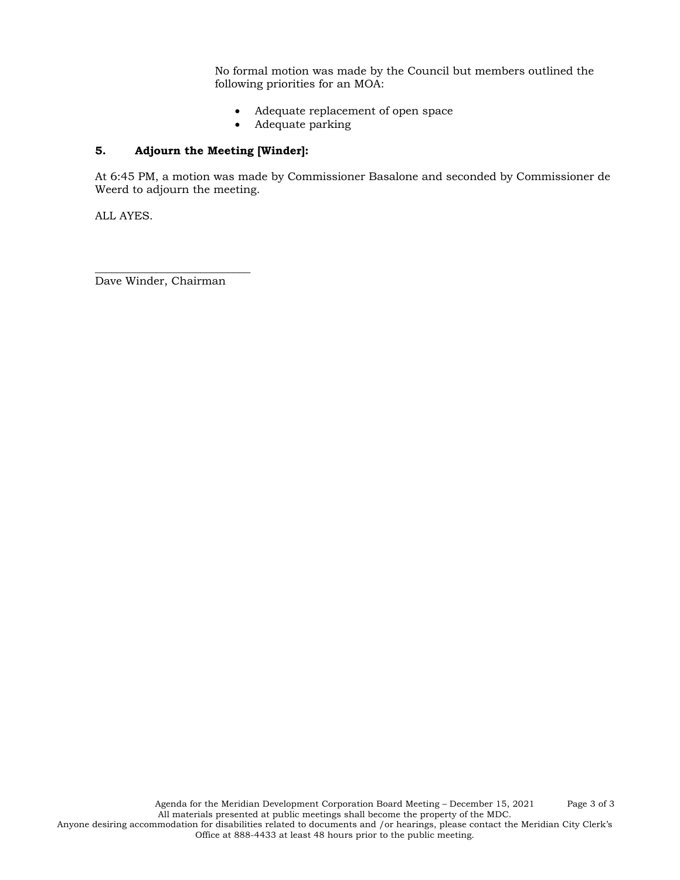No formal motion was made by the Council but members outlined the following priorities for an MOA:

- Adequate replacement of open space
- Adequate parking

**5. Adjourn the Meeting [Winder]:**

At 6:45 PM, a motion was made by Commissioner Basalone and seconded by Commissioner de Weerd to adjourn the meeting.

ALL AYES.

\_\_\_\_\_\_\_\_\_\_\_\_\_\_\_\_\_\_\_\_\_\_\_\_\_\_\_

Dave Winder, Chairman